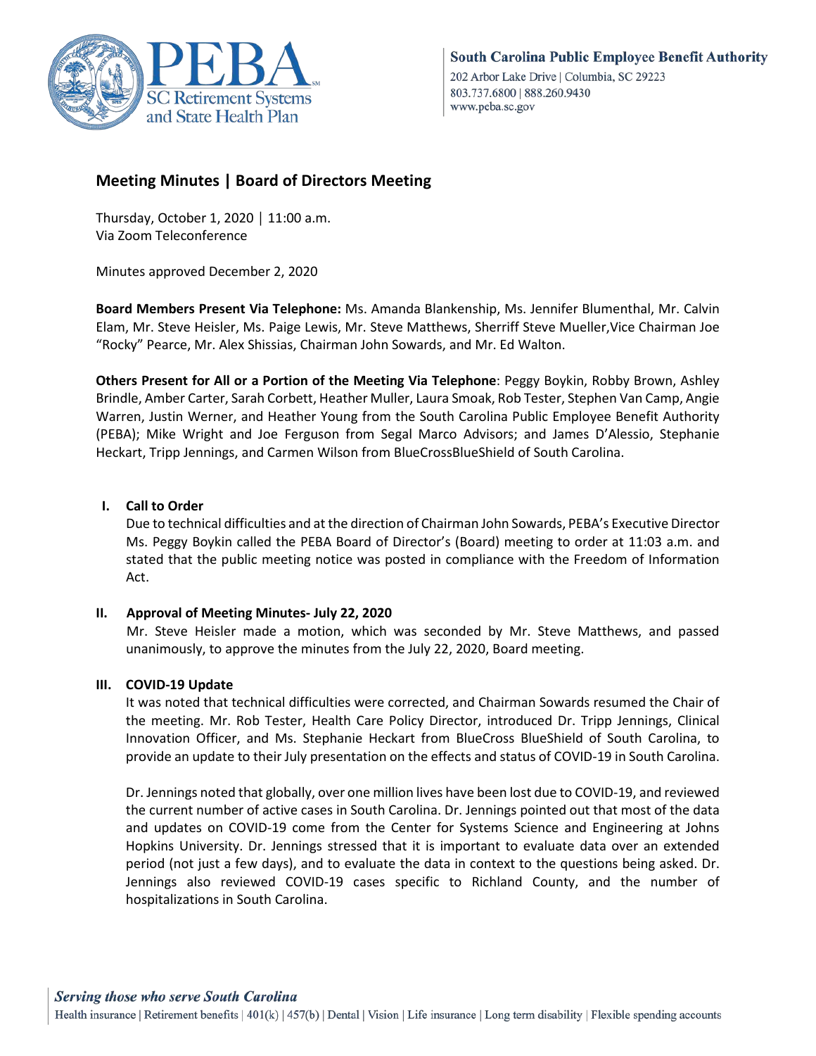South Carolina Public Employee Benefit Authority
202 Arbor Lake Drive | Columbia, SC 29223
803.737.6800 | 888.260.9430
www.peba.sc.gov

# Meeting Minutes | Board of Directors Meeting

Thursday, October 1, 2020 | 11:00 a.m.
Via Zoom Teleconference

Minutes approved December 2, 2020

**Board Members Present Via Telephone:** Ms. Amanda Blankenship, Ms. Jennifer Blumenthal, Mr. Calvin Elam, Mr. Steve Heisler, Ms. Paige Lewis, Mr. Steve Matthews, Sherriff Steve Mueller,Vice Chairman Joe "Rocky" Pearce, Mr. Alex Shissias, Chairman John Sowards, and Mr. Ed Walton.

**Others Present for All or a Portion of the Meeting Via Telephone**: Peggy Boykin, Robby Brown, Ashley Brindle, Amber Carter, Sarah Corbett, Heather Muller, Laura Smoak, Rob Tester, Stephen Van Camp, Angie Warren, Justin Werner, and Heather Young from the South Carolina Public Employee Benefit Authority (PEBA); Mike Wright and Joe Ferguson from Segal Marco Advisors; and James D'Alessio, Stephanie Heckart, Tripp Jennings, and Carmen Wilson from BlueCrossBlueShield of South Carolina.

## I. Call to Order

Due to technical difficulties and at the direction of Chairman John Sowards, PEBA's Executive Director Ms. Peggy Boykin called the PEBA Board of Director's (Board) meeting to order at 11:03 a.m. and stated that the public meeting notice was posted in compliance with the Freedom of Information Act.

## II. Approval of Meeting Minutes- July 22, 2020

Mr. Steve Heisler made a motion, which was seconded by Mr. Steve Matthews, and passed unanimously, to approve the minutes from the July 22, 2020, Board meeting.

## III. COVID-19 Update

It was noted that technical difficulties were corrected, and Chairman Sowards resumed the Chair of the meeting. Mr. Rob Tester, Health Care Policy Director, introduced Dr. Tripp Jennings, Clinical Innovation Officer, and Ms. Stephanie Heckart from BlueCross BlueShield of South Carolina, to provide an update to their July presentation on the effects and status of COVID-19 in South Carolina.

Dr. Jennings noted that globally, over one million lives have been lost due to COVID-19, and reviewed the current number of active cases in South Carolina. Dr. Jennings pointed out that most of the data and updates on COVID-19 come from the Center for Systems Science and Engineering at Johns Hopkins University. Dr. Jennings stressed that it is important to evaluate data over an extended period (not just a few days), and to evaluate the data in context to the questions being asked. Dr. Jennings also reviewed COVID-19 cases specific to Richland County, and the number of hospitalizations in South Carolina.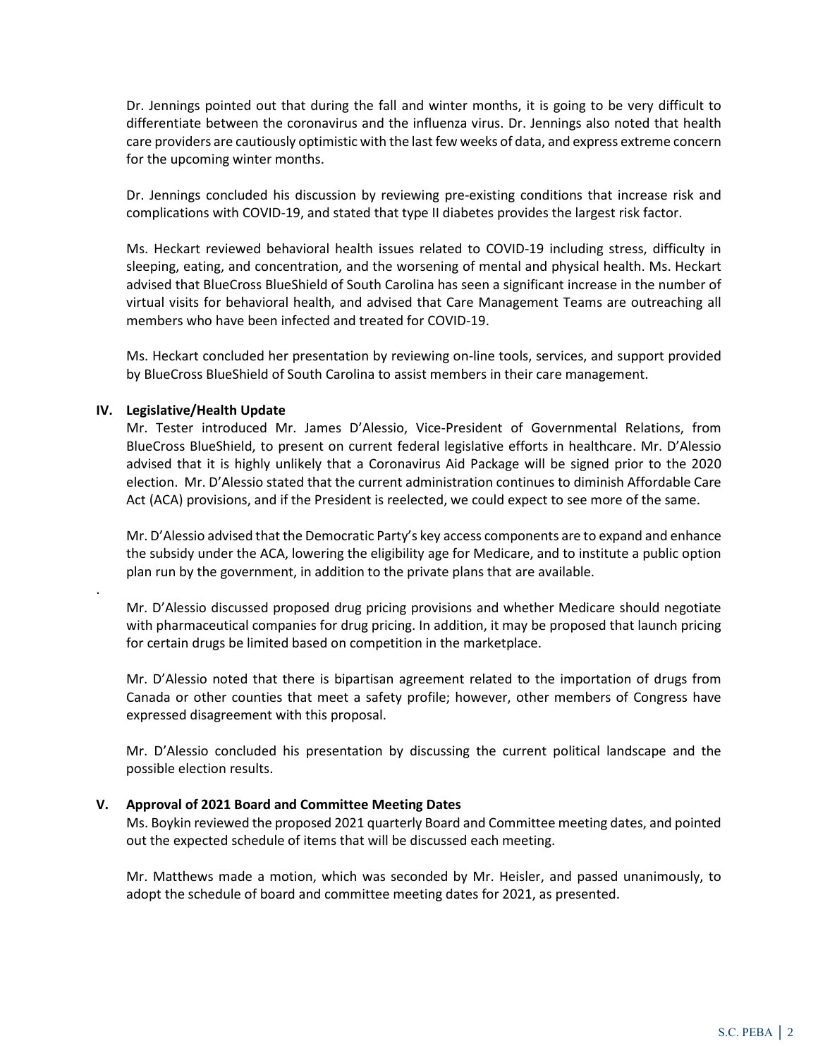Dr. Jennings pointed out that during the fall and winter months, it is going to be very difficult to differentiate between the coronavirus and the influenza virus. Dr. Jennings also noted that health care providers are cautiously optimistic with the last few weeks of data, and express extreme concern for the upcoming winter months.

Dr. Jennings concluded his discussion by reviewing pre-existing conditions that increase risk and complications with COVID-19, and stated that type II diabetes provides the largest risk factor.

Ms. Heckart reviewed behavioral health issues related to COVID-19 including stress, difficulty in sleeping, eating, and concentration, and the worsening of mental and physical health. Ms. Heckart advised that BlueCross BlueShield of South Carolina has seen a significant increase in the number of virtual visits for behavioral health, and advised that Care Management Teams are outreaching all members who have been infected and treated for COVID-19.

Ms. Heckart concluded her presentation by reviewing on-line tools, services, and support provided by BlueCross BlueShield of South Carolina to assist members in their care management.

## IV. Legislative/Health Update

Mr. Tester introduced Mr. James D'Alessio, Vice-President of Governmental Relations, from BlueCross BlueShield, to present on current federal legislative efforts in healthcare. Mr. D'Alessio advised that it is highly unlikely that a Coronavirus Aid Package will be signed prior to the 2020 election. Mr. D'Alessio stated that the current administration continues to diminish Affordable Care Act (ACA) provisions, and if the President is reelected, we could expect to see more of the same.

Mr. D'Alessio advised that the Democratic Party's key access components are to expand and enhance the subsidy under the ACA, lowering the eligibility age for Medicare, and to institute a public option plan run by the government, in addition to the private plans that are available.

.

Mr. D'Alessio discussed proposed drug pricing provisions and whether Medicare should negotiate with pharmaceutical companies for drug pricing. In addition, it may be proposed that launch pricing for certain drugs be limited based on competition in the marketplace.

Mr. D'Alessio noted that there is bipartisan agreement related to the importation of drugs from Canada or other counties that meet a safety profile; however, other members of Congress have expressed disagreement with this proposal.

Mr. D'Alessio concluded his presentation by discussing the current political landscape and the possible election results.

## V. Approval of 2021 Board and Committee Meeting Dates

Ms. Boykin reviewed the proposed 2021 quarterly Board and Committee meeting dates, and pointed out the expected schedule of items that will be discussed each meeting.

Mr. Matthews made a motion, which was seconded by Mr. Heisler, and passed unanimously, to adopt the schedule of board and committee meeting dates for 2021, as presented.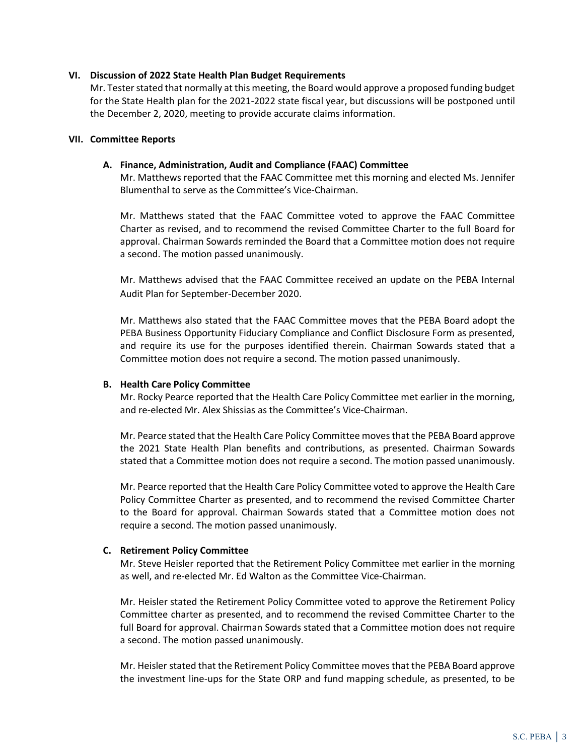## VI. Discussion of 2022 State Health Plan Budget Requirements

Mr. Tester stated that normally at this meeting, the Board would approve a proposed funding budget for the State Health plan for the 2021-2022 state fiscal year, but discussions will be postponed until the December 2, 2020, meeting to provide accurate claims information.

## VII. Committee Reports

### A. Finance, Administration, Audit and Compliance (FAAC) Committee

Mr. Matthews reported that the FAAC Committee met this morning and elected Ms. Jennifer Blumenthal to serve as the Committee's Vice-Chairman.

Mr. Matthews stated that the FAAC Committee voted to approve the FAAC Committee Charter as revised, and to recommend the revised Committee Charter to the full Board for approval. Chairman Sowards reminded the Board that a Committee motion does not require a second. The motion passed unanimously.

Mr. Matthews advised that the FAAC Committee received an update on the PEBA Internal Audit Plan for September-December 2020.

Mr. Matthews also stated that the FAAC Committee moves that the PEBA Board adopt the PEBA Business Opportunity Fiduciary Compliance and Conflict Disclosure Form as presented, and require its use for the purposes identified therein. Chairman Sowards stated that a Committee motion does not require a second. The motion passed unanimously.

### B. Health Care Policy Committee

Mr. Rocky Pearce reported that the Health Care Policy Committee met earlier in the morning, and re-elected Mr. Alex Shissias as the Committee's Vice-Chairman.

Mr. Pearce stated that the Health Care Policy Committee moves that the PEBA Board approve the 2021 State Health Plan benefits and contributions, as presented. Chairman Sowards stated that a Committee motion does not require a second. The motion passed unanimously.

Mr. Pearce reported that the Health Care Policy Committee voted to approve the Health Care Policy Committee Charter as presented, and to recommend the revised Committee Charter to the Board for approval. Chairman Sowards stated that a Committee motion does not require a second. The motion passed unanimously.

### C. Retirement Policy Committee

Mr. Steve Heisler reported that the Retirement Policy Committee met earlier in the morning as well, and re-elected Mr. Ed Walton as the Committee Vice-Chairman.

Mr. Heisler stated the Retirement Policy Committee voted to approve the Retirement Policy Committee charter as presented, and to recommend the revised Committee Charter to the full Board for approval. Chairman Sowards stated that a Committee motion does not require a second. The motion passed unanimously.

Mr. Heisler stated that the Retirement Policy Committee moves that the PEBA Board approve the investment line-ups for the State ORP and fund mapping schedule, as presented, to be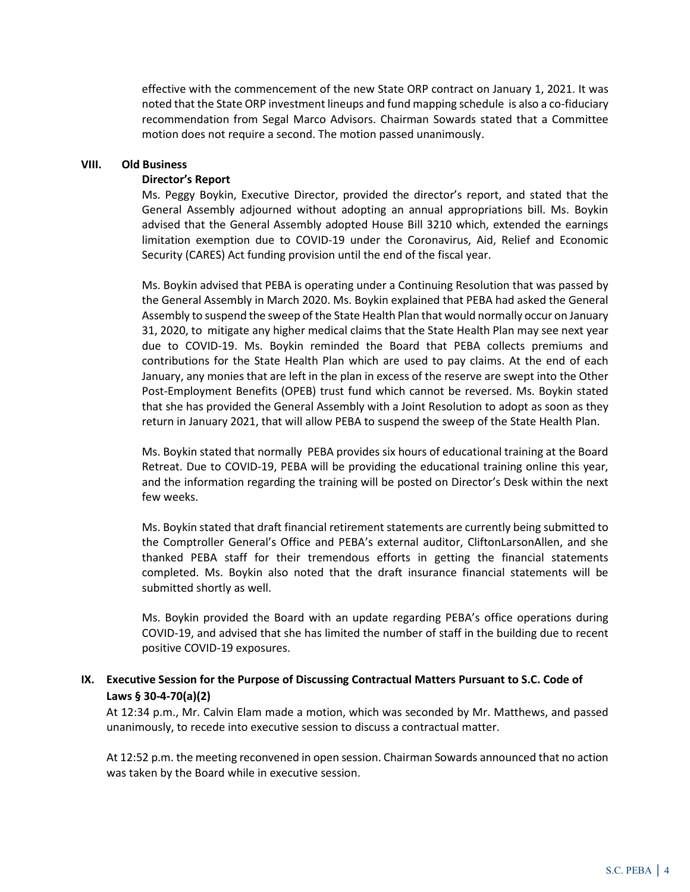effective with the commencement of the new State ORP contract on January 1, 2021. It was noted that the State ORP investment lineups and fund mapping schedule is also a co-fiduciary recommendation from Segal Marco Advisors. Chairman Sowards stated that a Committee motion does not require a second. The motion passed unanimously.

## VIII. Old Business

**Director's Report**

Ms. Peggy Boykin, Executive Director, provided the director's report, and stated that the General Assembly adjourned without adopting an annual appropriations bill. Ms. Boykin advised that the General Assembly adopted House Bill 3210 which, extended the earnings limitation exemption due to COVID-19 under the Coronavirus, Aid, Relief and Economic Security (CARES) Act funding provision until the end of the fiscal year.

Ms. Boykin advised that PEBA is operating under a Continuing Resolution that was passed by the General Assembly in March 2020. Ms. Boykin explained that PEBA had asked the General Assembly to suspend the sweep of the State Health Plan that would normally occur on January 31, 2020, to mitigate any higher medical claims that the State Health Plan may see next year due to COVID-19. Ms. Boykin reminded the Board that PEBA collects premiums and contributions for the State Health Plan which are used to pay claims. At the end of each January, any monies that are left in the plan in excess of the reserve are swept into the Other Post-Employment Benefits (OPEB) trust fund which cannot be reversed. Ms. Boykin stated that she has provided the General Assembly with a Joint Resolution to adopt as soon as they return in January 2021, that will allow PEBA to suspend the sweep of the State Health Plan.

Ms. Boykin stated that normally PEBA provides six hours of educational training at the Board Retreat. Due to COVID-19, PEBA will be providing the educational training online this year, and the information regarding the training will be posted on Director's Desk within the next few weeks.

Ms. Boykin stated that draft financial retirement statements are currently being submitted to the Comptroller General's Office and PEBA's external auditor, CliftonLarsonAllen, and she thanked PEBA staff for their tremendous efforts in getting the financial statements completed. Ms. Boykin also noted that the draft insurance financial statements will be submitted shortly as well.

Ms. Boykin provided the Board with an update regarding PEBA's office operations during COVID-19, and advised that she has limited the number of staff in the building due to recent positive COVID-19 exposures.

## IX. Executive Session for the Purpose of Discussing Contractual Matters Pursuant to S.C. Code of Laws § 30-4-70(a)(2)

At 12:34 p.m., Mr. Calvin Elam made a motion, which was seconded by Mr. Matthews, and passed unanimously, to recede into executive session to discuss a contractual matter.

At 12:52 p.m. the meeting reconvened in open session. Chairman Sowards announced that no action was taken by the Board while in executive session.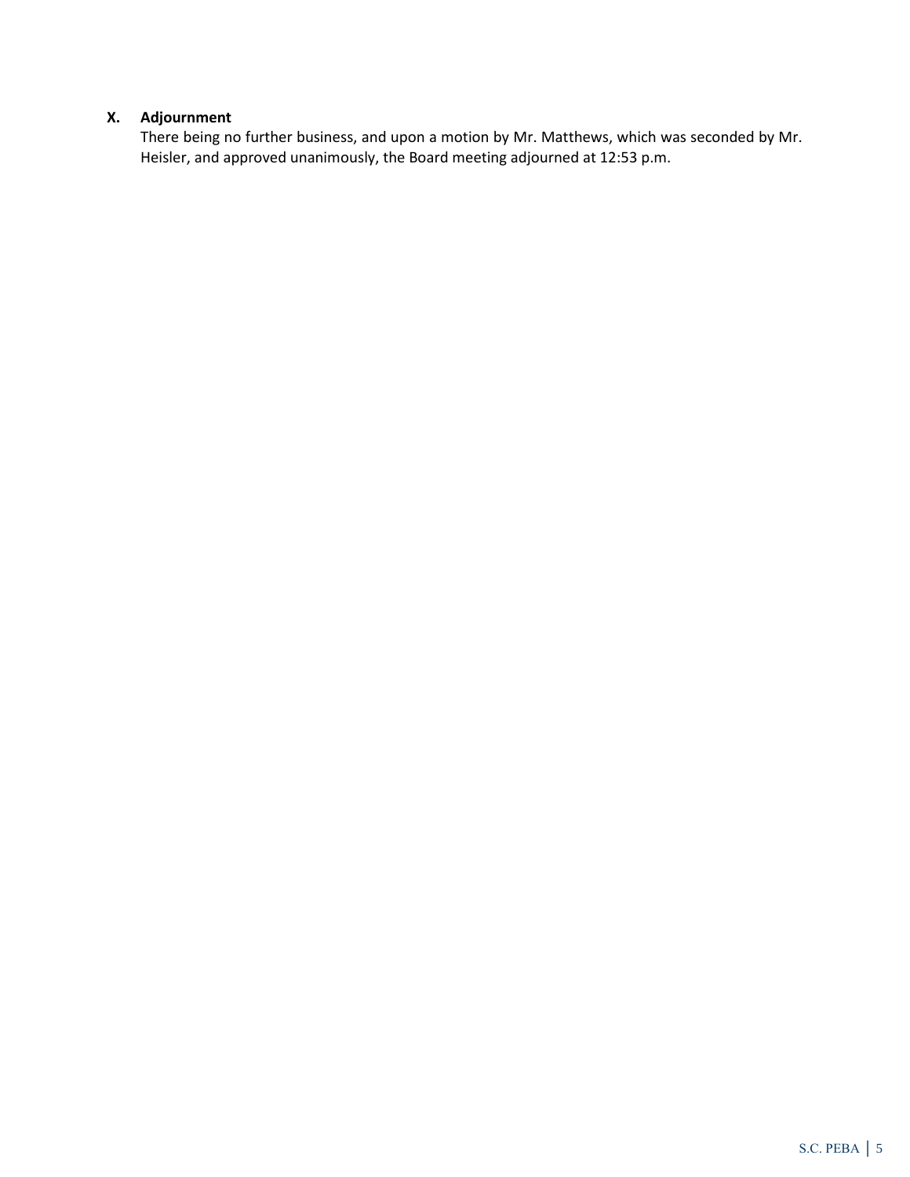## X. Adjournment

There being no further business, and upon a motion by Mr. Matthews, which was seconded by Mr. Heisler, and approved unanimously, the Board meeting adjourned at 12:53 p.m.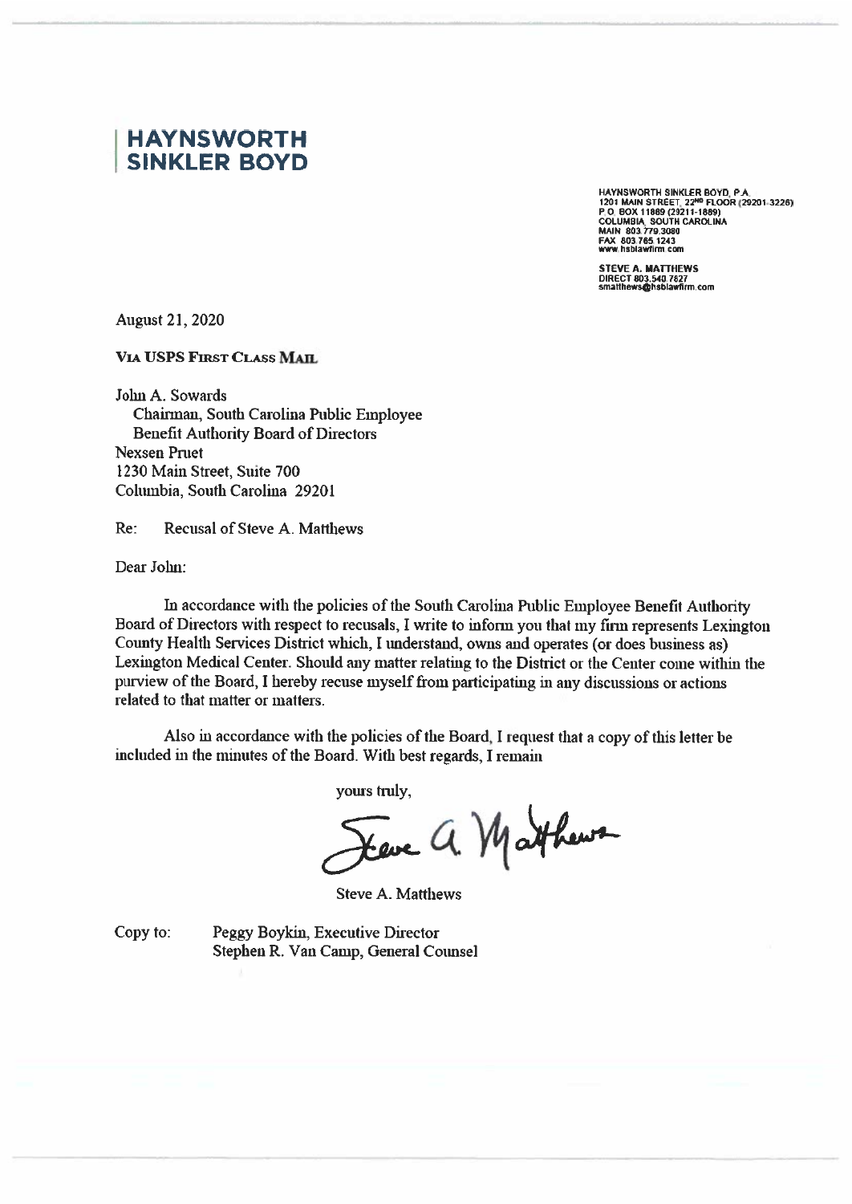# HAYNSWORTH SINKLER BOYD

HAYNSWORTH SINKLER BOYD, P.A.
1201 MAIN STREET, 22ND FLOOR (29201-3226)
P.O. BOX 11889 (29211-1889)
COLUMBIA, SOUTH CAROLINA
MAIN 803.779.3080
FAX 803.765.1243
www.hsblawfirm.com

STEVE A. MATTHEWS
DIRECT 803.540.7827
smatthews@hsblawfirm.com

August 21, 2020

**VIA USPS FIRST CLASS MAIL**

John A. Sowards
Chairman, South Carolina Public Employee
Benefit Authority Board of Directors
Nexsen Pruet
1230 Main Street, Suite 700
Columbia, South Carolina 29201

Re: Recusal of Steve A. Matthews

Dear John:

In accordance with the policies of the South Carolina Public Employee Benefit Authority Board of Directors with respect to recusals, I write to inform you that my firm represents Lexington County Health Services District which, I understand, owns and operates (or does business as) Lexington Medical Center. Should any matter relating to the District or the Center come within the purview of the Board, I hereby recuse myself from participating in any discussions or actions related to that matter or matters.

Also in accordance with the policies of the Board, I request that a copy of this letter be included in the minutes of the Board. With best regards, I remain

yours truly,

Steve A. Matthews

Steve A. Matthews

Copy to: Peggy Boykin, Executive Director
Stephen R. Van Camp, General Counsel